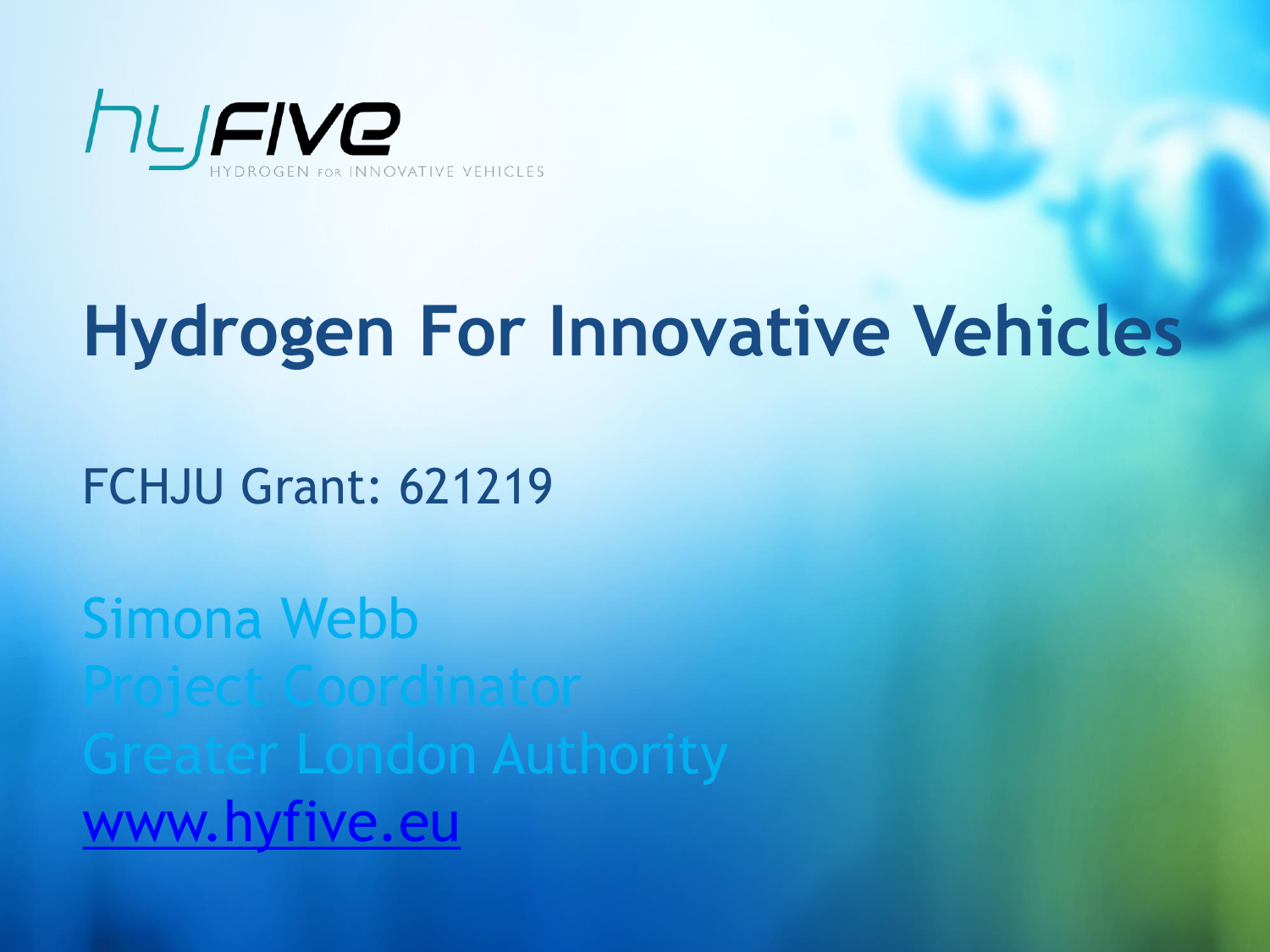hyFIVE

HYDROGEN FOR INNOVATIVE VEHICLES

# Hydrogen For Innovative Vehicles

FCHJU Grant: 621219

Simona Webb
Project Coordinator
Greater London Authority
www.hyfive.eu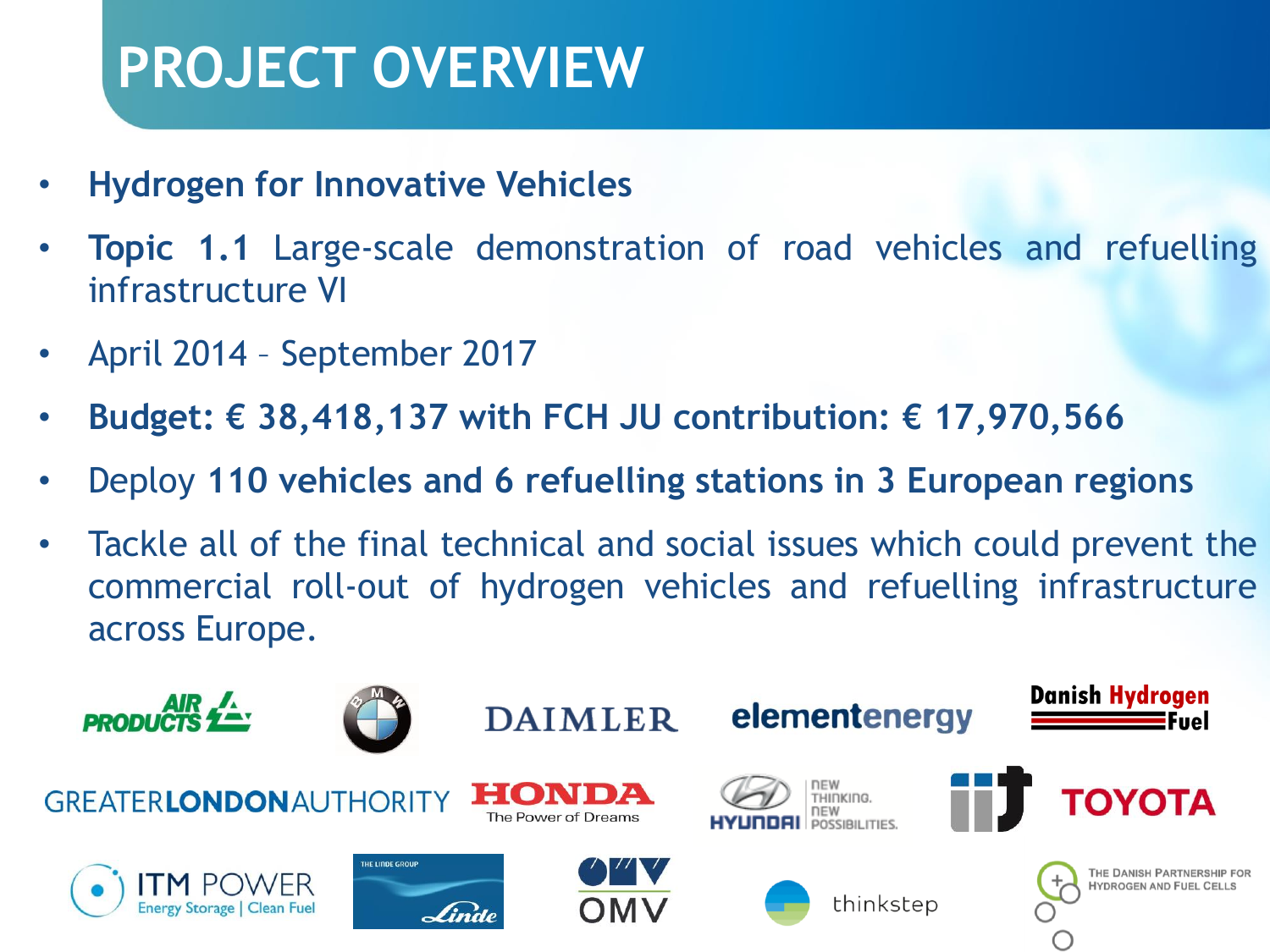# PROJECT OVERVIEW

- **Hydrogen for Innovative Vehicles**
- **Topic 1.1** Large-scale demonstration of road vehicles and refuelling infrastructure VI
- April 2014 – September 2017
- **Budget: € 38,418,137 with FCH JU contribution: € 17,970,566**
- Deploy **110 vehicles and 6 refuelling stations in 3 European regions**
- Tackle all of the final technical and social issues which could prevent the commercial roll-out of hydrogen vehicles and refuelling infrastructure across Europe.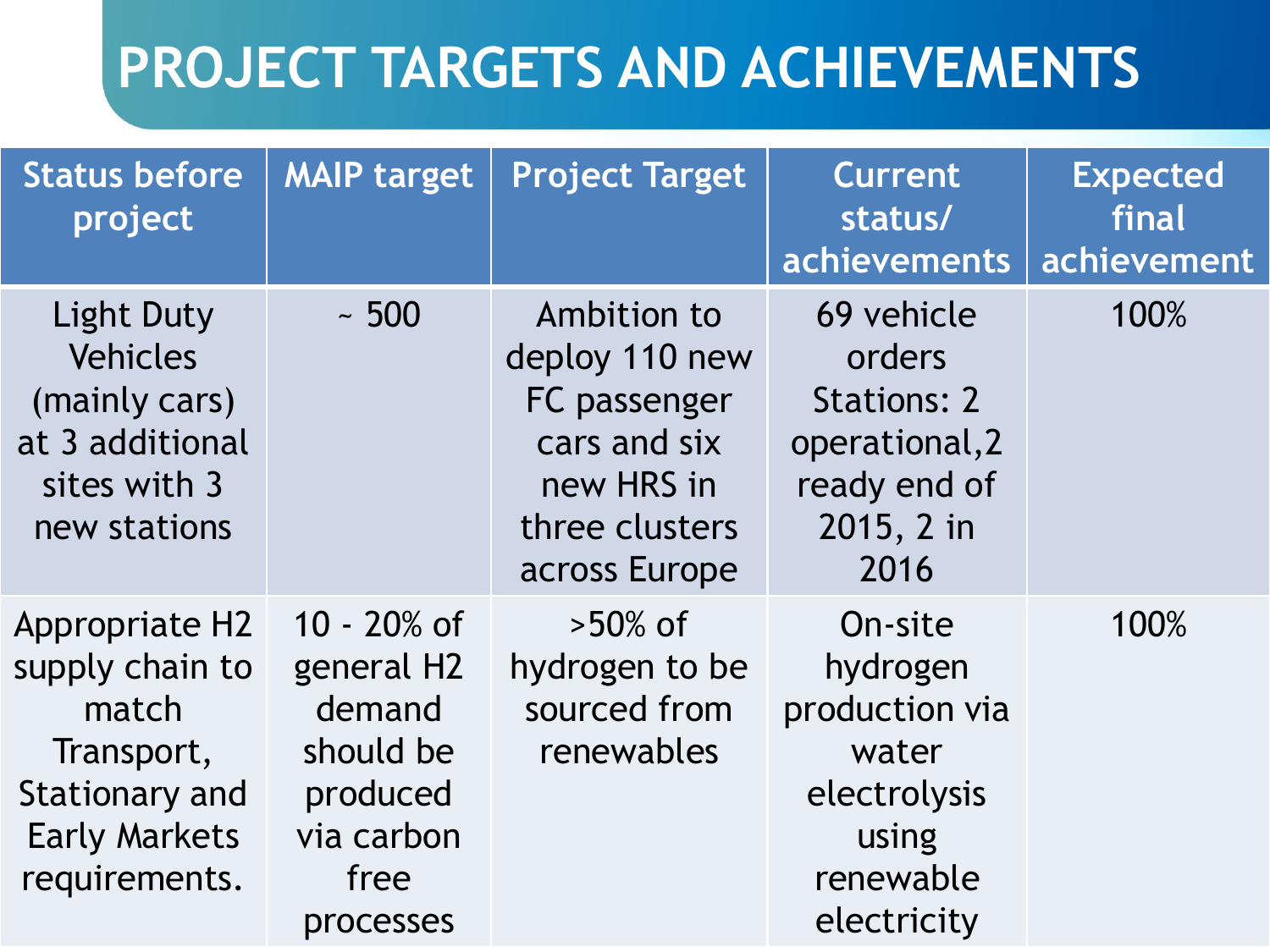# PROJECT TARGETS AND ACHIEVEMENTS

| Status before project | MAIP target | Project Target | Current status/ achievements | Expected final achievement |
|---|---|---|---|---|
| Light Duty Vehicles (mainly cars) at 3 additional sites with 3 new stations | ~ 500 | Ambition to deploy 110 new FC passenger cars and six new HRS in three clusters across Europe | 69 vehicle orders Stations: 2 operational,2 ready end of 2015, 2 in 2016 | 100% |
| Appropriate H2 supply chain to match Transport, Stationary and Early Markets requirements. | 10 - 20% of general H2 demand should be produced via carbon free processes | >50% of hydrogen to be sourced from renewables | On-site hydrogen production via water electrolysis using renewable electricity | 100% |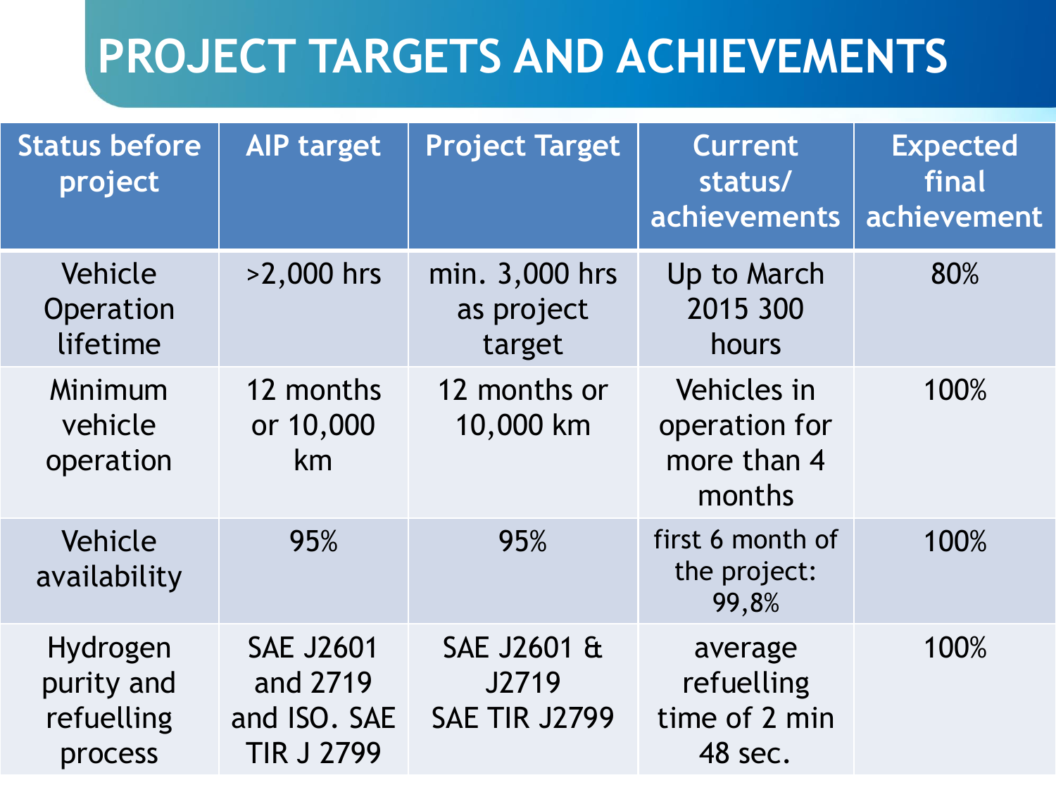# PROJECT TARGETS AND ACHIEVEMENTS

| Status before project | AIP target | Project Target | Current status/ achievements | Expected final achievement |
|---|---|---|---|---|
| Vehicle Operation lifetime | >2,000 hrs | min. 3,000 hrs as project target | Up to March 2015 300 hours | 80% |
| Minimum vehicle operation | 12 months or 10,000 km | 12 months or 10,000 km | Vehicles in operation for more than 4 months | 100% |
| Vehicle availability | 95% | 95% | first 6 month of the project: 99,8% | 100% |
| Hydrogen purity and refuelling process | SAE J2601 and 2719 and ISO. SAE TIR J 2799 | SAE J2601 & J2719 SAE TIR J2799 | average refuelling time of 2 min 48 sec. | 100% |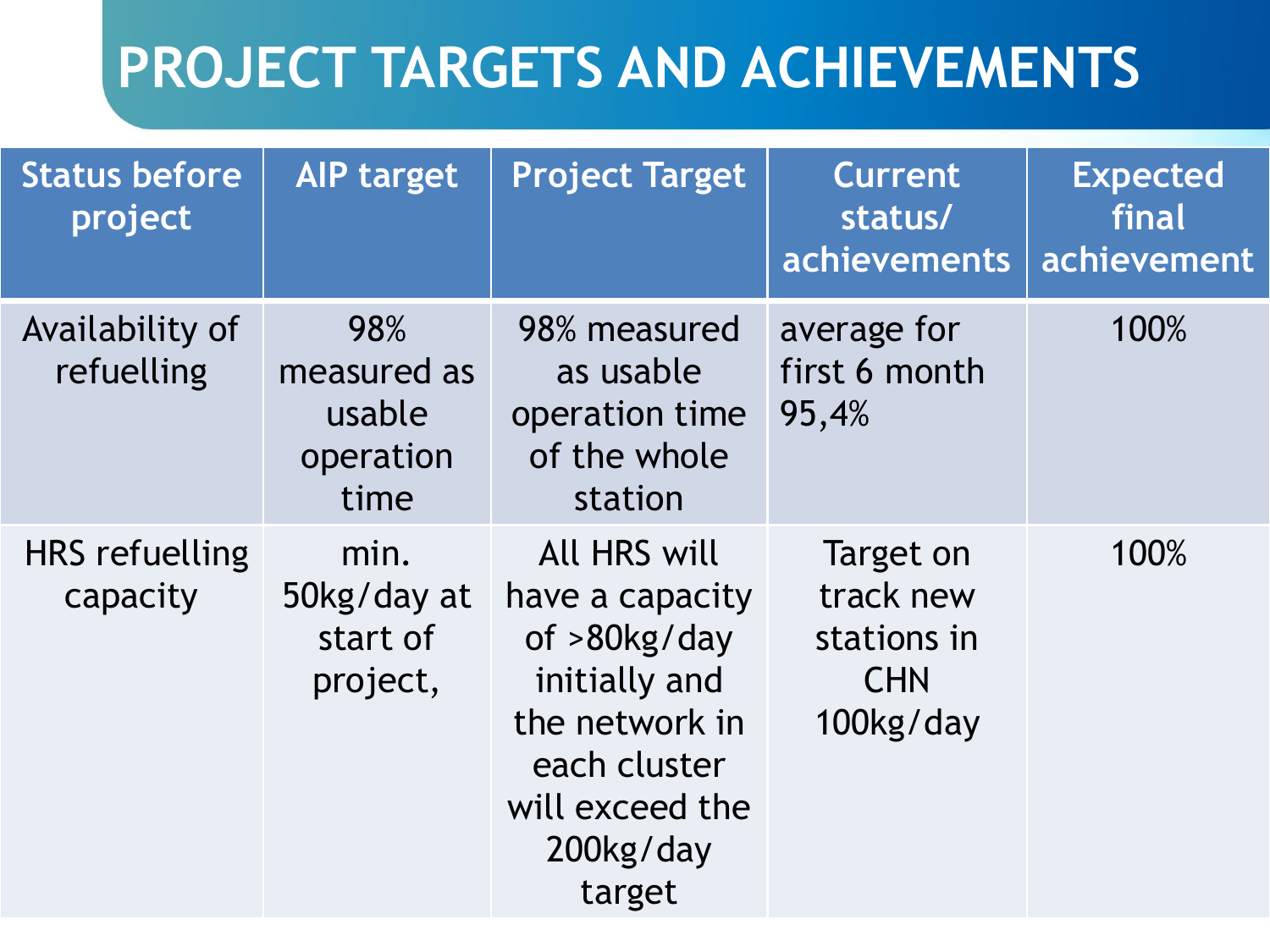# PROJECT TARGETS AND ACHIEVEMENTS

| Status before project | AIP target | Project Target | Current status/ achievements | Expected final achievement |
|---|---|---|---|---|
| Availability of refuelling | 98% measured as usable operation time | 98% measured as usable operation time of the whole station | average for first 6 month 95,4% | 100% |
| HRS refuelling capacity | min. 50kg/day at start of project, | All HRS will have a capacity of >80kg/day initially and the network in each cluster will exceed the 200kg/day target | Target on track new stations in CHN 100kg/day | 100% |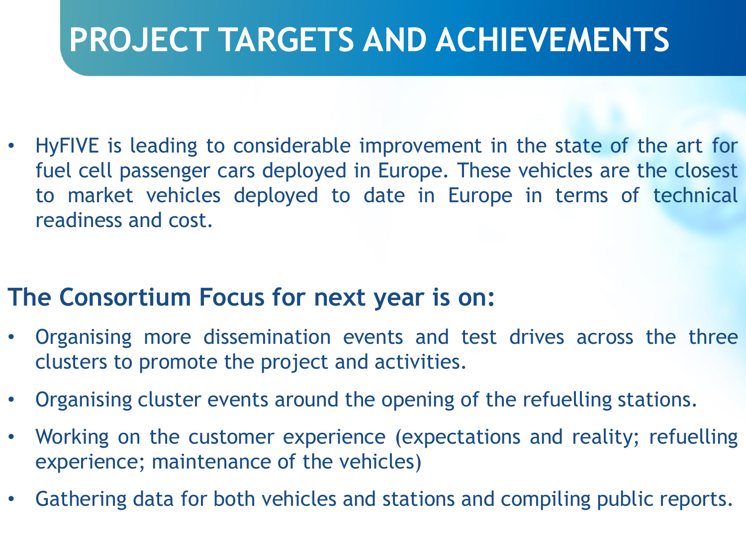# PROJECT TARGETS AND ACHIEVEMENTS

- HyFIVE is leading to considerable improvement in the state of the art for fuel cell passenger cars deployed in Europe. These vehicles are the closest to market vehicles deployed to date in Europe in terms of technical readiness and cost.

## The Consortium Focus for next year is on:

- Organising more dissemination events and test drives across the three clusters to promote the project and activities.
- Organising cluster events around the opening of the refuelling stations.
- Working on the customer experience (expectations and reality; refuelling experience; maintenance of the vehicles)
- Gathering data for both vehicles and stations and compiling public reports.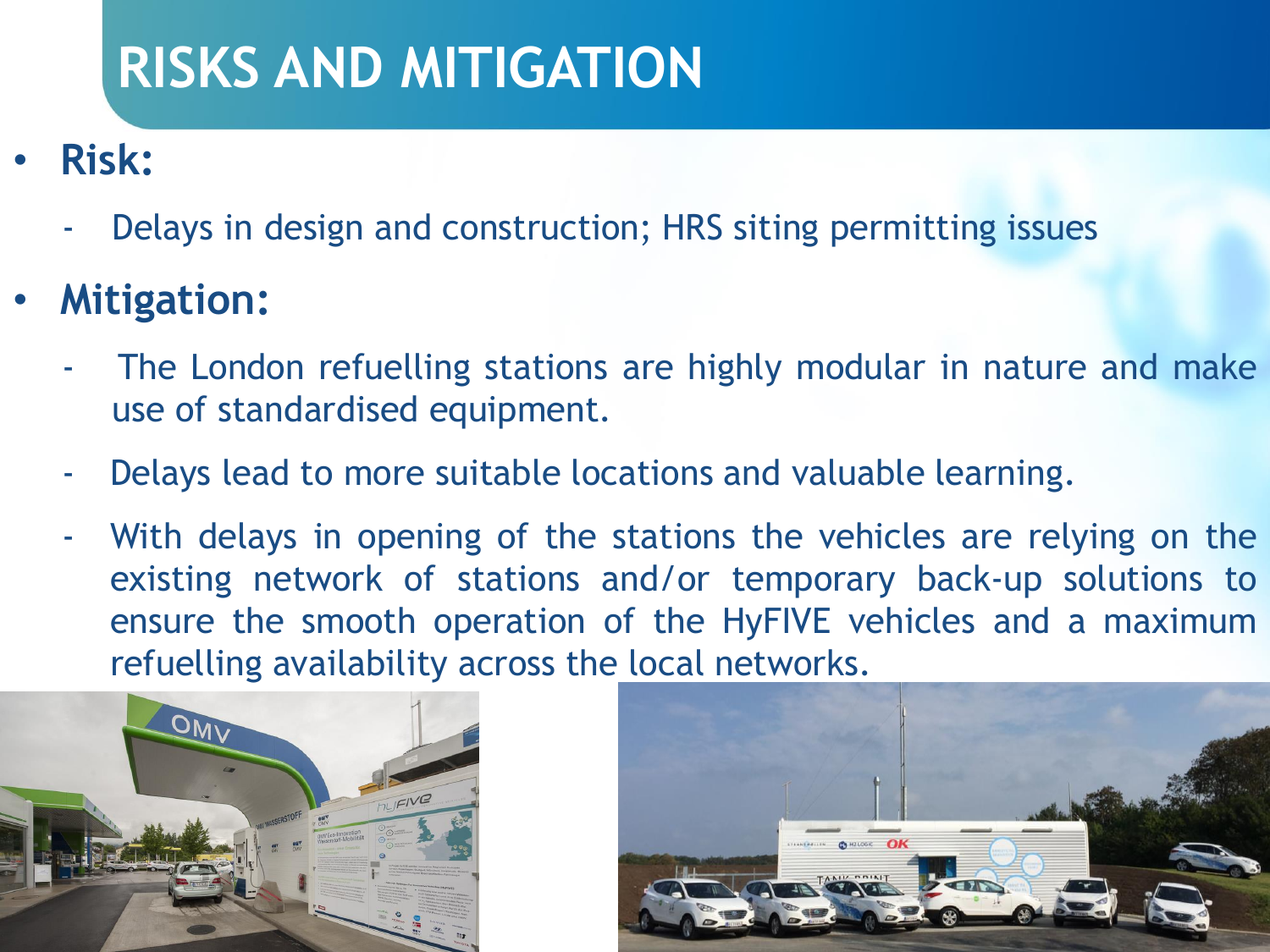# RISKS AND MITIGATION

- **Risk:**
  - Delays in design and construction; HRS siting permitting issues
- **Mitigation:**
  - The London refuelling stations are highly modular in nature and make use of standardised equipment.
  - Delays lead to more suitable locations and valuable learning.
  - With delays in opening of the stations the vehicles are relying on the existing network of stations and/or temporary back-up solutions to ensure the smooth operation of the HyFIVE vehicles and a maximum refuelling availability across the local networks.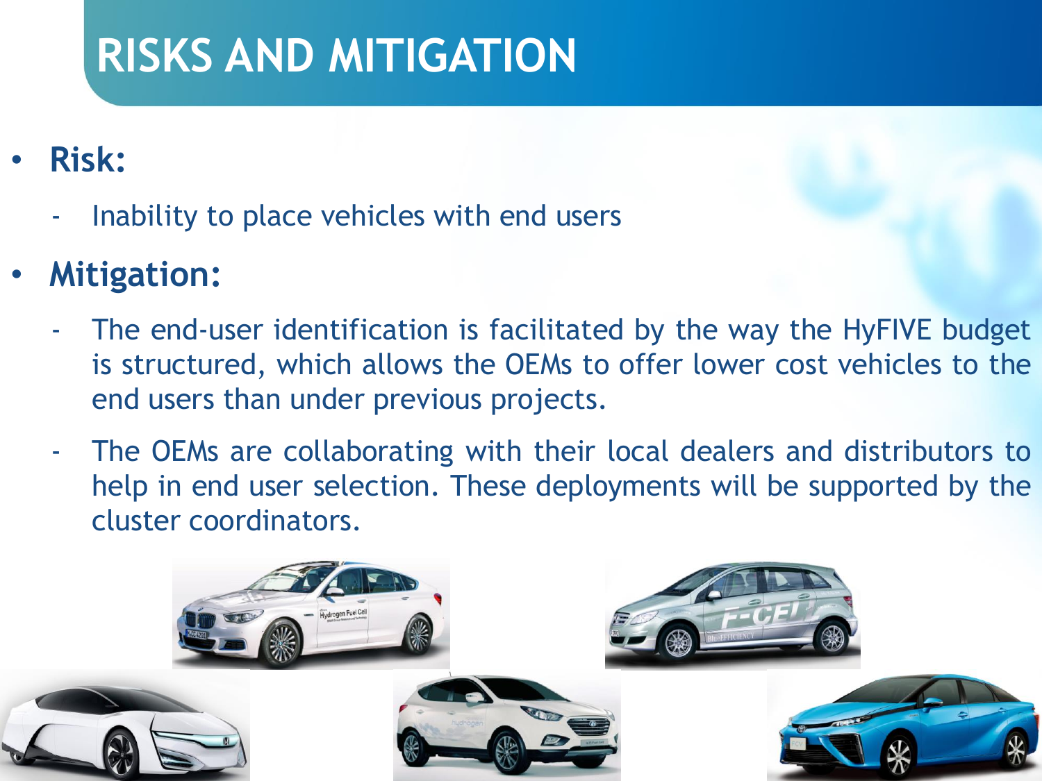# RISKS AND MITIGATION

- **Risk:**
  - Inability to place vehicles with end users
- **Mitigation:**
  - The end-user identification is facilitated by the way the HyFIVE budget is structured, which allows the OEMs to offer lower cost vehicles to the end users than under previous projects.
  - The OEMs are collaborating with their local dealers and distributors to help in end user selection. These deployments will be supported by the cluster coordinators.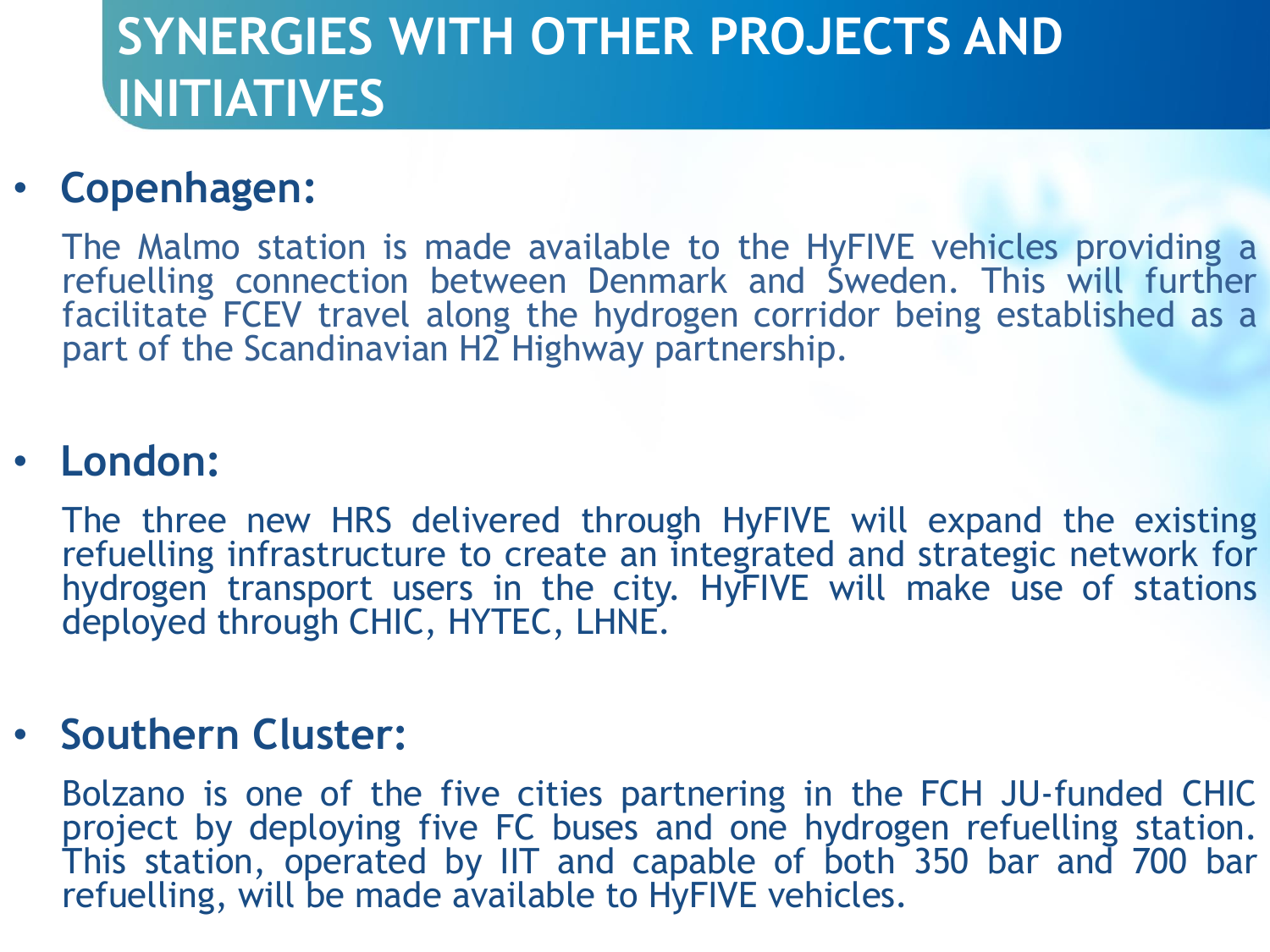# SYNERGIES WITH OTHER PROJECTS AND INITIATIVES

- **Copenhagen:**

  The Malmo station is made available to the HyFIVE vehicles providing a refuelling connection between Denmark and Sweden. This will further facilitate FCEV travel along the hydrogen corridor being established as a part of the Scandinavian H2 Highway partnership.

- **London:**

  The three new HRS delivered through HyFIVE will expand the existing refuelling infrastructure to create an integrated and strategic network for hydrogen transport users in the city. HyFIVE will make use of stations deployed through CHIC, HYTEC, LHNE.

- **Southern Cluster:**

  Bolzano is one of the five cities partnering in the FCH JU-funded CHIC project by deploying five FC buses and one hydrogen refuelling station. This station, operated by IIT and capable of both 350 bar and 700 bar refuelling, will be made available to HyFIVE vehicles.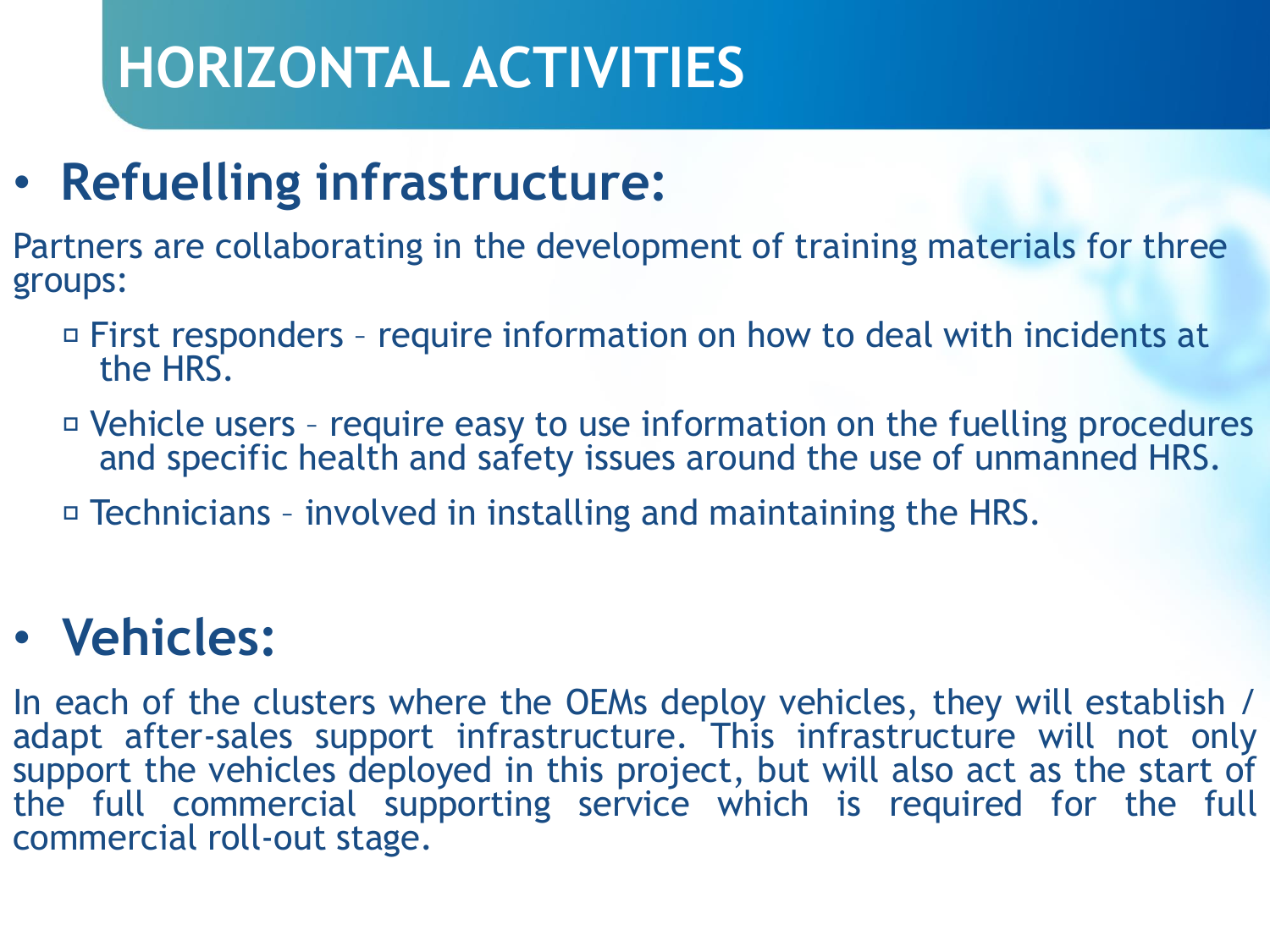# HORIZONTAL ACTIVITIES

- **Refuelling infrastructure:**

Partners are collaborating in the development of training materials for three groups:

- First responders – require information on how to deal with incidents at the HRS.
- Vehicle users – require easy to use information on the fuelling procedures and specific health and safety issues around the use of unmanned HRS.
- Technicians – involved in installing and maintaining the HRS.

- **Vehicles:**

In each of the clusters where the OEMs deploy vehicles, they will establish / adapt after-sales support infrastructure. This infrastructure will not only support the vehicles deployed in this project, but will also act as the start of the full commercial supporting service which is required for the full commercial roll-out stage.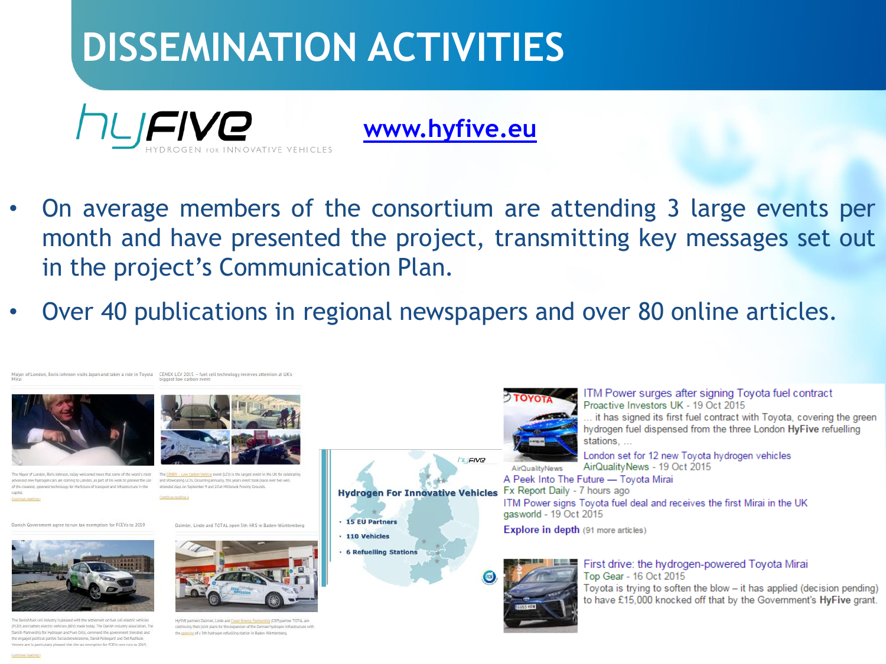# DISSEMINATION ACTIVITIES

hyFIVE HYDROGEN FOR INNOVATIVE VEHICLES

www.hyfive.eu

- On average members of the consortium are attending 3 large events per month and have presented the project, transmitting key messages set out in the project's Communication Plan.
- Over 40 publications in regional newspapers and over 80 online articles.

Mayor of London, Boris Johnson visits Japan and takes a ride in Toyota Mirai

CENEX LCV 2015 – fuel cell technology receives attention at UK's biggest low carbon event

Danish Government agree to run tax exemption for FCEVs to 2019

Daimler, Linde and TOTAL open 5th HRS in Baden-Württemberg

**Hydrogen For Innovative Vehicles**

- 15 EU Partners
- 110 Vehicles
- 6 Refuelling Stations

ITM Power surges after signing Toyota fuel contract
Proactive Investors UK - 19 Oct 2015
... it has signed its first fuel contract with Toyota, covering the green hydrogen fuel dispensed from the three London **HyFive** refuelling stations, ...

London set for 12 new Toyota hydrogen vehicles
AirQualityNews - 19 Oct 2015

A Peek Into The Future — Toyota Mirai
Fx Report Daily - 7 hours ago

ITM Power signs Toyota fuel deal and receives the first Mirai in the UK
gasworld - 19 Oct 2015

**Explore in depth** (91 more articles)

First drive: the hydrogen-powered Toyota Mirai
Top Gear - 16 Oct 2015
Toyota is trying to soften the blow – it has applied (decision pending) to have £15,000 knocked off that by the Government's **HyFive** grant.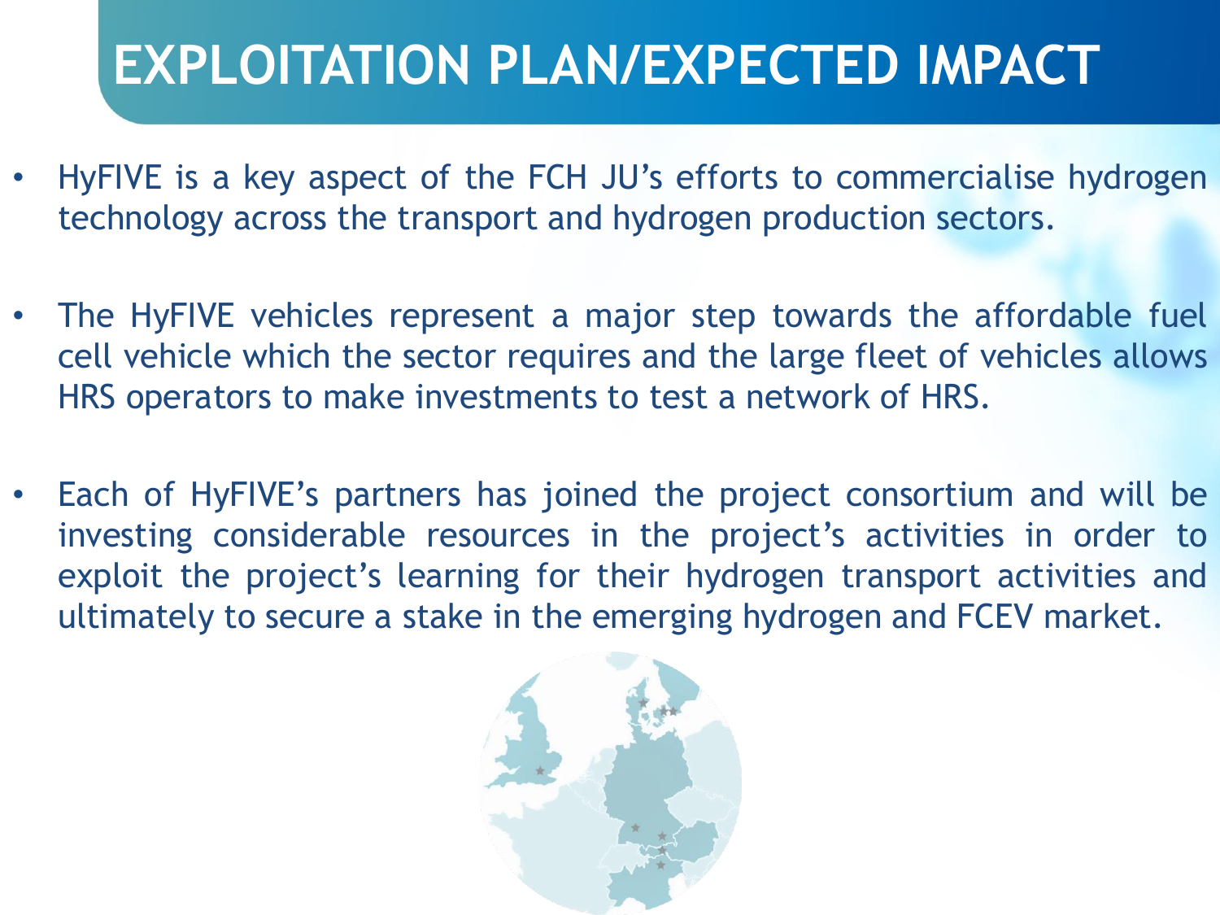# EXPLOITATION PLAN/EXPECTED IMPACT

- HyFIVE is a key aspect of the FCH JU's efforts to commercialise hydrogen technology across the transport and hydrogen production sectors.
- The HyFIVE vehicles represent a major step towards the affordable fuel cell vehicle which the sector requires and the large fleet of vehicles allows HRS operators to make investments to test a network of HRS.
- Each of HyFIVE's partners has joined the project consortium and will be investing considerable resources in the project's activities in order to exploit the project's learning for their hydrogen transport activities and ultimately to secure a stake in the emerging hydrogen and FCEV market.